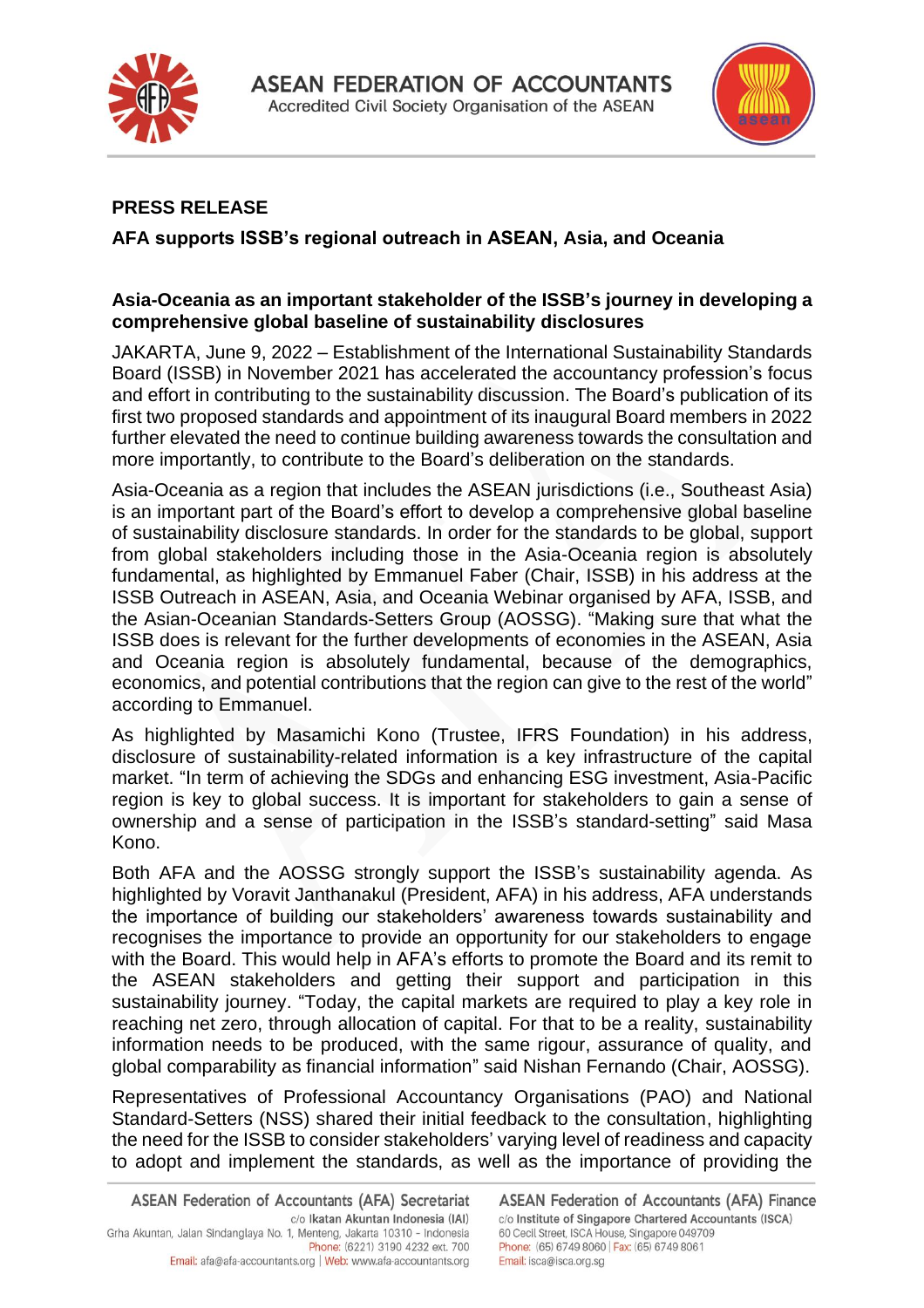**PRESS RELEASE**

**AFA supports ISSB's regional outreach in ASEAN, Asia, and Oceania**

**Asia-Oceania as an important stakeholder of the ISSB's journey in developing a comprehensive global baseline of sustainability disclosures**

JAKARTA, June 9, 2022 – Establishment of the International Sustainability Standards Board (ISSB) in November 2021 has accelerated the accountancy profession's focus and effort in contributing to the sustainability discussion. The Board's publication of its first two proposed standards and appointment of its inaugural Board members in 2022 further elevated the need to continue building awareness towards the consultation and more importantly, to contribute to the Board's deliberation on the standards.

Asia-Oceania as a region that includes the ASEAN jurisdictions (i.e., Southeast Asia) is an important part of the Board's effort to develop a comprehensive global baseline of sustainability disclosure standards. In order for the standards to be global, support from global stakeholders including those in the Asia-Oceania region is absolutely fundamental, as highlighted by Emmanuel Faber (Chair, ISSB) in his address at the ISSB Outreach in ASEAN, Asia, and Oceania Webinar organised by AFA, ISSB, and the Asian-Oceanian Standards-Setters Group (AOSSG). "Making sure that what the ISSB does is relevant for the further developments of economies in the ASEAN, Asia and Oceania region is absolutely fundamental, because of the demographics, economics, and potential contributions that the region can give to the rest of the world" according to Emmanuel.

As highlighted by Masamichi Kono (Trustee, IFRS Foundation) in his address, disclosure of sustainability-related information is a key infrastructure of the capital market. "In term of achieving the SDGs and enhancing ESG investment, Asia-Pacific region is key to global success. It is important for stakeholders to gain a sense of ownership and a sense of participation in the ISSB's standard-setting" said Masa Kono.

Both AFA and the AOSSG strongly support the ISSB's sustainability agenda. As highlighted by Voravit Janthanakul (President, AFA) in his address, AFA understands the importance of building our stakeholders' awareness towards sustainability and recognises the importance to provide an opportunity for our stakeholders to engage with the Board. This would help in AFA's efforts to promote the Board and its remit to the ASEAN stakeholders and getting their support and participation in this sustainability journey. "Today, the capital markets are required to play a key role in reaching net zero, through allocation of capital. For that to be a reality, sustainability information needs to be produced, with the same rigour, assurance of quality, and global comparability as financial information" said Nishan Fernando (Chair, AOSSG).

Representatives of Professional Accountancy Organisations (PAO) and National Standard-Setters (NSS) shared their initial feedback to the consultation, highlighting the need for the ISSB to consider stakeholders' varying level of readiness and capacity to adopt and implement the standards, as well as the importance of providing the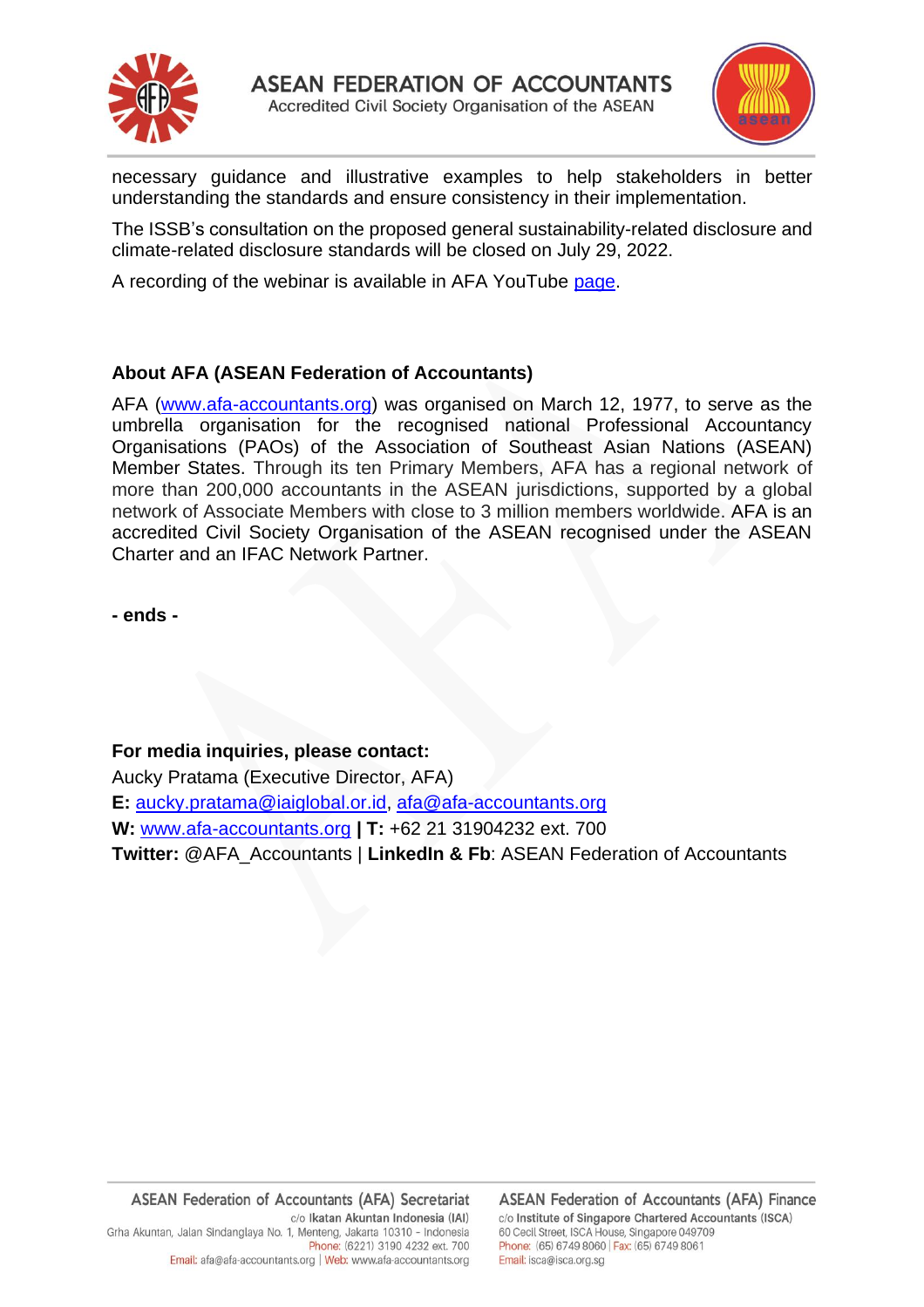necessary guidance and illustrative examples to help stakeholders in better understanding the standards and ensure consistency in their implementation.

The ISSB's consultation on the proposed general sustainability-related disclosure and climate-related disclosure standards will be closed on July 29, 2022.

A recording of the webinar is available in AFA YouTube page.

**About AFA (ASEAN Federation of Accountants)**

AFA (www.afa-accountants.org) was organised on March 12, 1977, to serve as the umbrella organisation for the recognised national Professional Accountancy Organisations (PAOs) of the Association of Southeast Asian Nations (ASEAN) Member States. Through its ten Primary Members, AFA has a regional network of more than 200,000 accountants in the ASEAN jurisdictions, supported by a global network of Associate Members with close to 3 million members worldwide. AFA is an accredited Civil Society Organisation of the ASEAN recognised under the ASEAN Charter and an IFAC Network Partner.

**- ends -**

**For media inquiries, please contact:**

Aucky Pratama (Executive Director, AFA)

**E:** aucky.pratama@iaiglobal.or.id, afa@afa-accountants.org

**W:** www.afa-accountants.org **| T:** +62 21 31904232 ext. 700

**Twitter:** @AFA_Accountants | **LinkedIn & Fb**: ASEAN Federation of Accountants